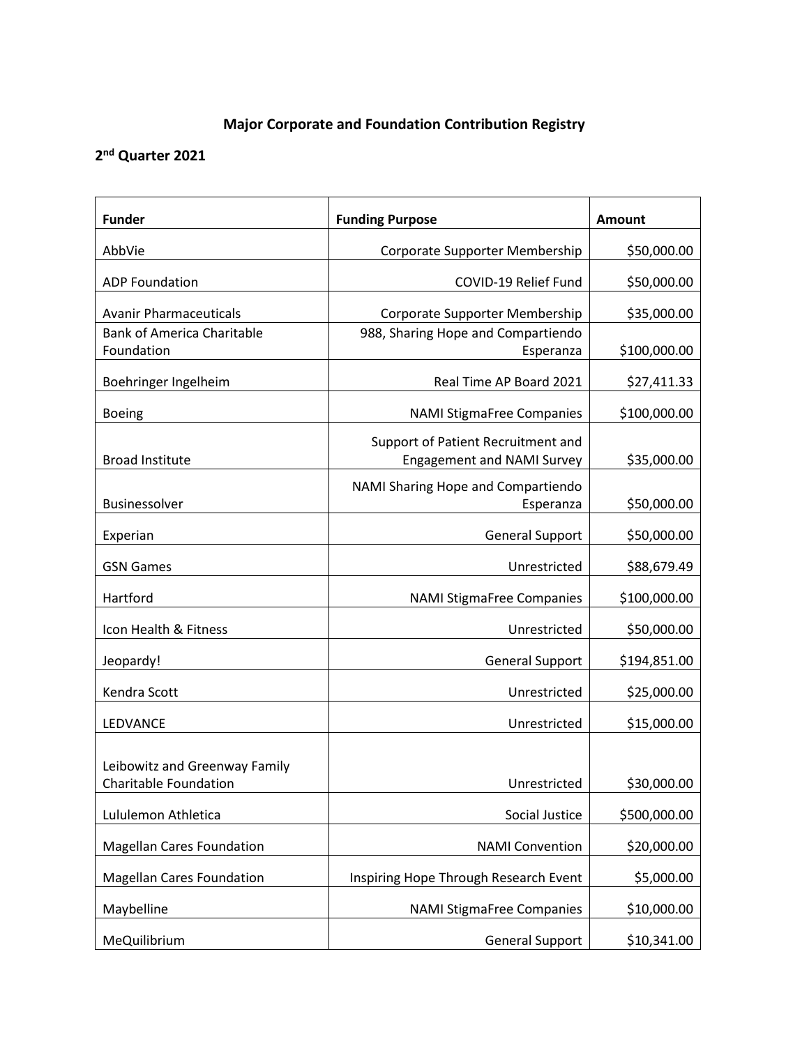# Major Corporate and Foundation Contribution Registry

## 2nd Quarter 2021

| Funder | Funding Purpose | Amount |
|---|---|---|
| AbbVie | Corporate Supporter Membership | $50,000.00 |
| ADP Foundation | COVID-19 Relief Fund | $50,000.00 |
| Avanir Pharmaceuticals | Corporate Supporter Membership | $35,000.00 |
| Bank of America Charitable Foundation | 988, Sharing Hope and Compartiendo Esperanza | $100,000.00 |
| Boehringer Ingelheim | Real Time AP Board 2021 | $27,411.33 |
| Boeing | NAMI StigmaFree Companies | $100,000.00 |
| Broad Institute | Support of Patient Recruitment and Engagement and NAMI Survey | $35,000.00 |
| Businessolver | NAMI Sharing Hope and Compartiendo Esperanza | $50,000.00 |
| Experian | General Support | $50,000.00 |
| GSN Games | Unrestricted | $88,679.49 |
| Hartford | NAMI StigmaFree Companies | $100,000.00 |
| Icon Health & Fitness | Unrestricted | $50,000.00 |
| Jeopardy! | General Support | $194,851.00 |
| Kendra Scott | Unrestricted | $25,000.00 |
| LEDVANCE | Unrestricted | $15,000.00 |
| Leibowitz and Greenway Family Charitable Foundation | Unrestricted | $30,000.00 |
| Lululemon Athletica | Social Justice | $500,000.00 |
| Magellan Cares Foundation | NAMI Convention | $20,000.00 |
| Magellan Cares Foundation | Inspiring Hope Through Research Event | $5,000.00 |
| Maybelline | NAMI StigmaFree Companies | $10,000.00 |
| MeQuilibrium | General Support | $10,341.00 |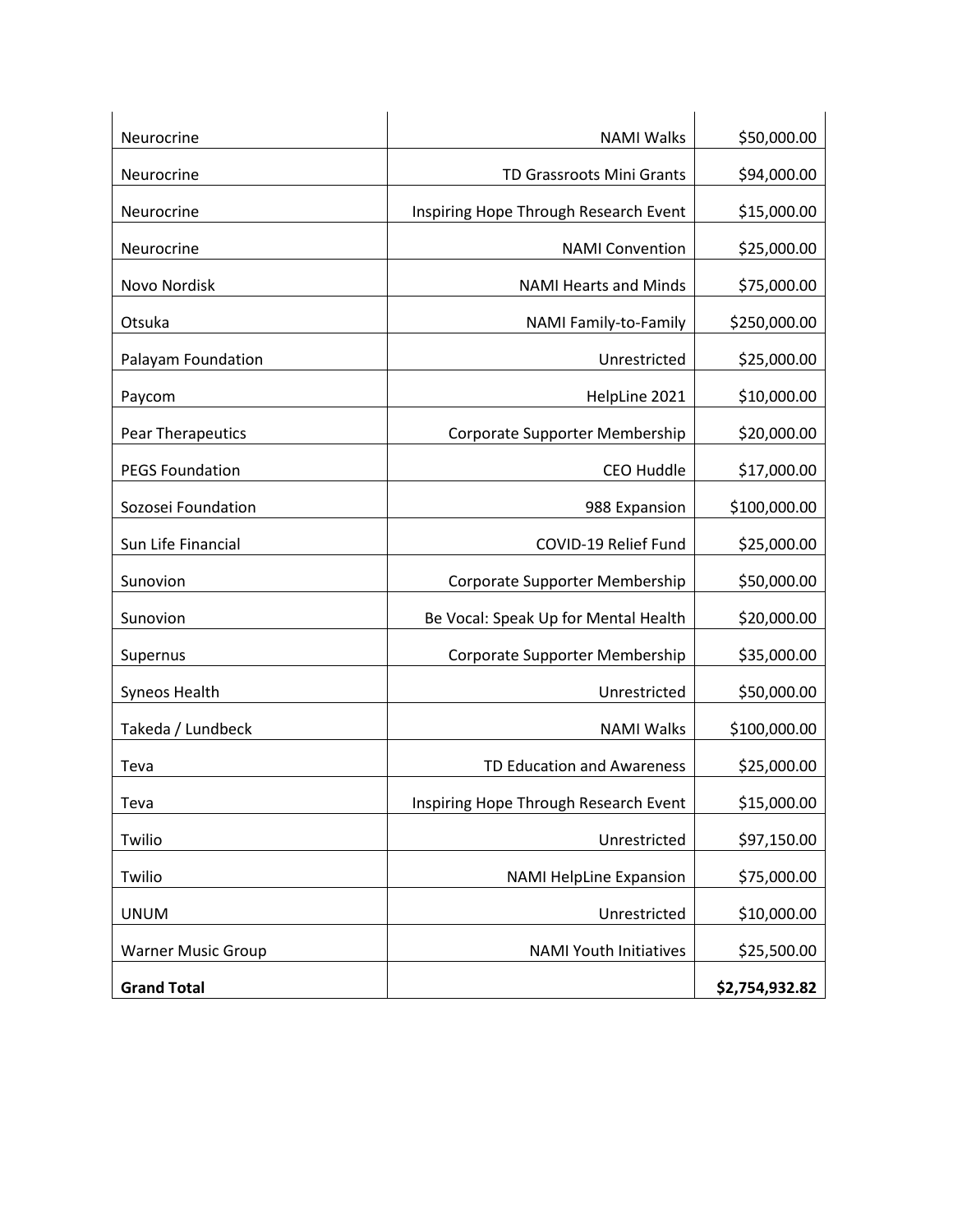| | | |
|---|---|---|
| Neurocrine | NAMI Walks | $50,000.00 |
| Neurocrine | TD Grassroots Mini Grants | $94,000.00 |
| Neurocrine | Inspiring Hope Through Research Event | $15,000.00 |
| Neurocrine | NAMI Convention | $25,000.00 |
| Novo Nordisk | NAMI Hearts and Minds | $75,000.00 |
| Otsuka | NAMI Family-to-Family | $250,000.00 |
| Palayam Foundation | Unrestricted | $25,000.00 |
| Paycom | HelpLine 2021 | $10,000.00 |
| Pear Therapeutics | Corporate Supporter Membership | $20,000.00 |
| PEGS Foundation | CEO Huddle | $17,000.00 |
| Sozosei Foundation | 988 Expansion | $100,000.00 |
| Sun Life Financial | COVID-19 Relief Fund | $25,000.00 |
| Sunovion | Corporate Supporter Membership | $50,000.00 |
| Sunovion | Be Vocal: Speak Up for Mental Health | $20,000.00 |
| Supernus | Corporate Supporter Membership | $35,000.00 |
| Syneos Health | Unrestricted | $50,000.00 |
| Takeda / Lundbeck | NAMI Walks | $100,000.00 |
| Teva | TD Education and Awareness | $25,000.00 |
| Teva | Inspiring Hope Through Research Event | $15,000.00 |
| Twilio | Unrestricted | $97,150.00 |
| Twilio | NAMI HelpLine Expansion | $75,000.00 |
| UNUM | Unrestricted | $10,000.00 |
| Warner Music Group | NAMI Youth Initiatives | $25,500.00 |
| **Grand Total** | | **$2,754,932.82** |